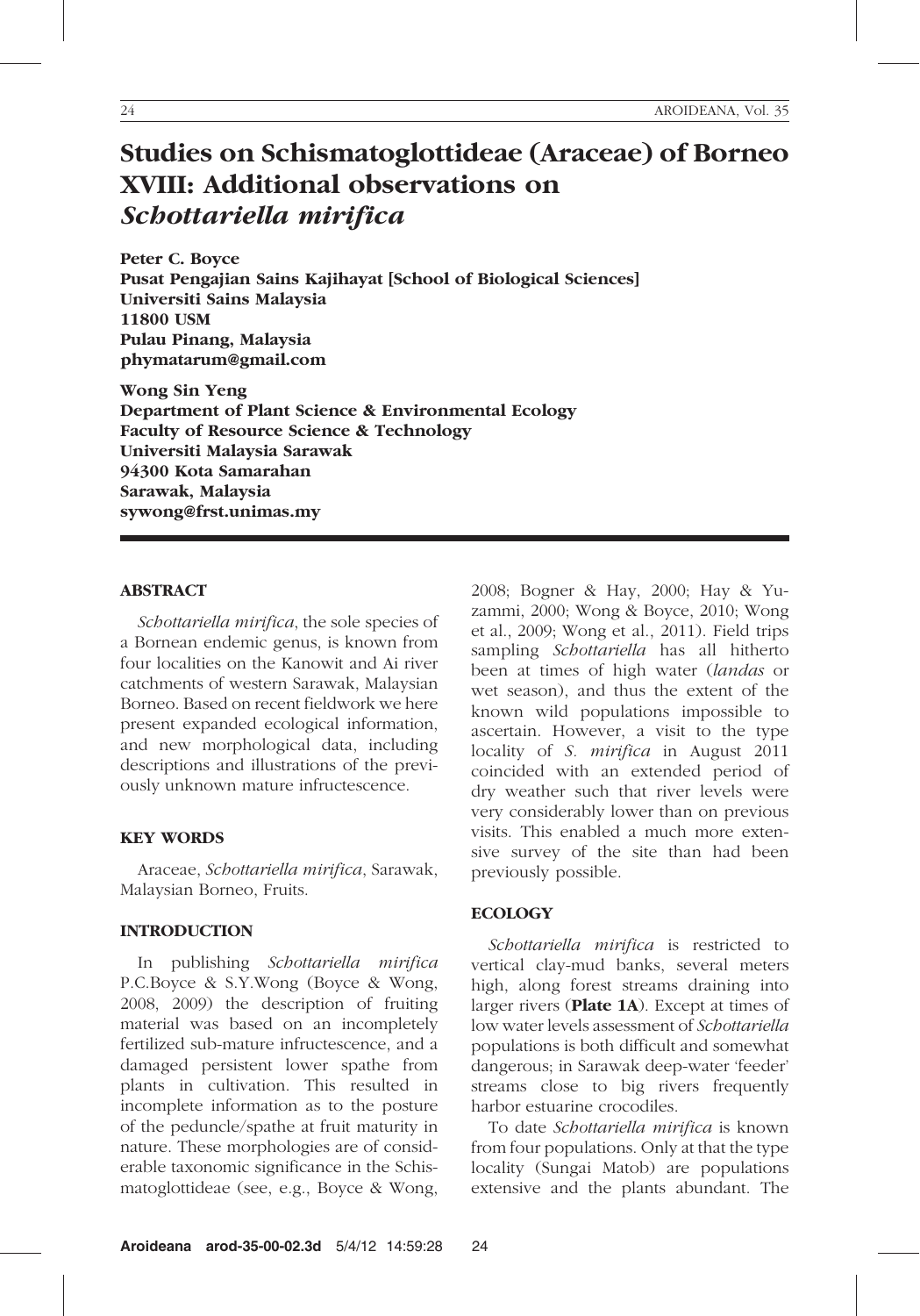# Studies on Schismatoglottideae (Araceae) of Borneo XVIII: Additional observations on *Schottariella mirifica*

**Peter C. Boyce**
**Pusat Pengajian Sains Kajihayat [School of Biological Sciences]**
**Universiti Sains Malaysia**
**11800 USM**
**Pulau Pinang, Malaysia**
**phymatarum@gmail.com**

**Wong Sin Yeng**
**Department of Plant Science & Environmental Ecology**
**Faculty of Resource Science & Technology**
**Universiti Malaysia Sarawak**
**94300 Kota Samarahan**
**Sarawak, Malaysia**
**sywong@frst.unimas.my**

## ABSTRACT

*Schottariella mirifica*, the sole species of a Bornean endemic genus, is known from four localities on the Kanowit and Ai river catchments of western Sarawak, Malaysian Borneo. Based on recent fieldwork we here present expanded ecological information, and new morphological data, including descriptions and illustrations of the previously unknown mature infructescence.

## KEY WORDS

Araceae, *Schottariella mirifica*, Sarawak, Malaysian Borneo, Fruits.

## INTRODUCTION

In publishing *Schottariella mirifica* P.C.Boyce & S.Y.Wong (Boyce & Wong, 2008, 2009) the description of fruiting material was based on an incompletely fertilized sub-mature infructescence, and a damaged persistent lower spathe from plants in cultivation. This resulted in incomplete information as to the posture of the peduncle/spathe at fruit maturity in nature. These morphologies are of considerable taxonomic significance in the Schismatoglottideae (see, e.g., Boyce & Wong, 2008; Bogner & Hay, 2000; Hay & Yuzammi, 2000; Wong & Boyce, 2010; Wong et al., 2009; Wong et al., 2011). Field trips sampling *Schottariella* has all hitherto been at times of high water (*landas* or wet season), and thus the extent of the known wild populations impossible to ascertain. However, a visit to the type locality of *S. mirifica* in August 2011 coincided with an extended period of dry weather such that river levels were very considerably lower than on previous visits. This enabled a much more extensive survey of the site than had been previously possible.

## ECOLOGY

*Schottariella mirifica* is restricted to vertical clay-mud banks, several meters high, along forest streams draining into larger rivers (**Plate 1A**). Except at times of low water levels assessment of *Schottariella* populations is both difficult and somewhat dangerous; in Sarawak deep-water 'feeder' streams close to big rivers frequently harbor estuarine crocodiles.

To date *Schottariella mirifica* is known from four populations. Only at that the type locality (Sungai Matob) are populations extensive and the plants abundant. The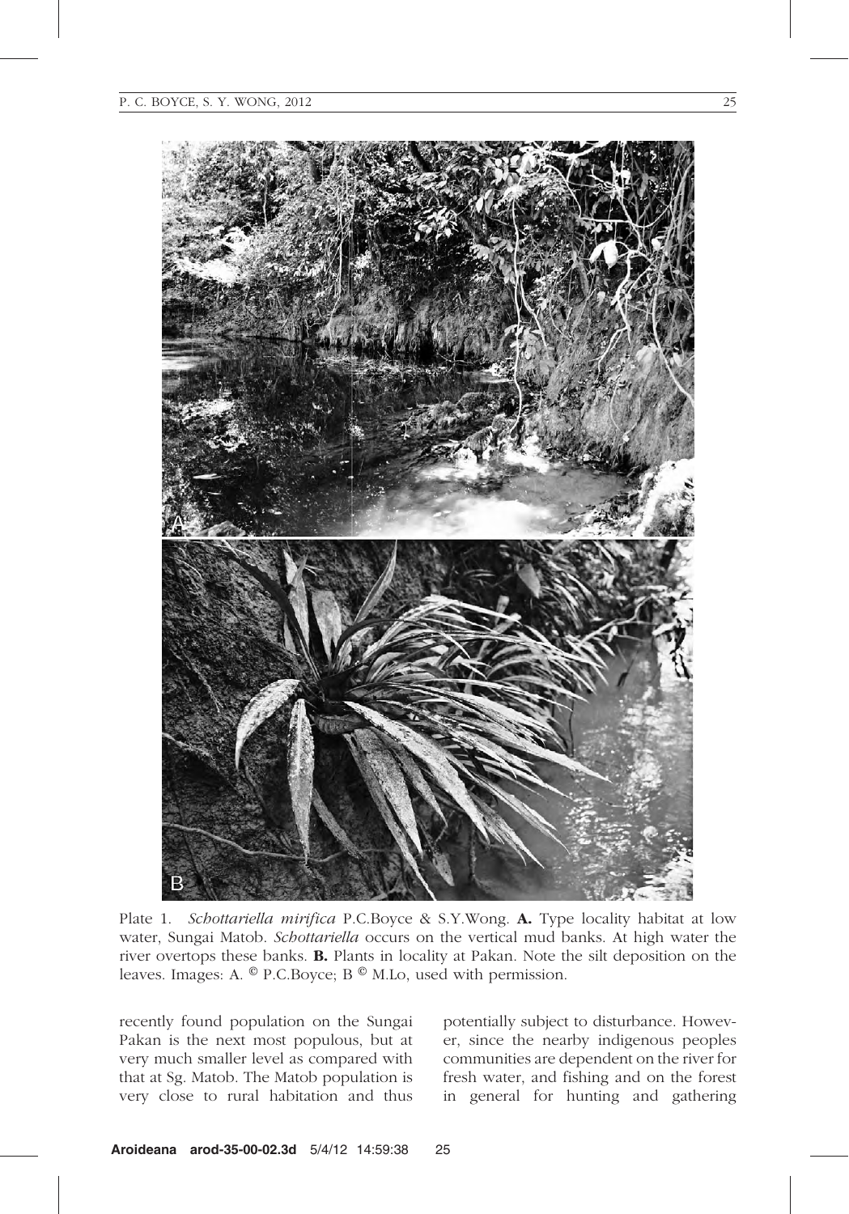Plate 1. *Schottariella mirifica* P.C.Boyce & S.Y.Wong. **A.** Type locality habitat at low water, Sungai Matob. *Schottariella* occurs on the vertical mud banks. At high water the river overtops these banks. **B.** Plants in locality at Pakan. Note the silt deposition on the leaves. Images: A. © P.C.Boyce; B © M.Lo, used with permission.

recently found population on the Sungai Pakan is the next most populous, but at very much smaller level as compared with that at Sg. Matob. The Matob population is very close to rural habitation and thus potentially subject to disturbance. However, since the nearby indigenous peoples communities are dependent on the river for fresh water, and fishing and on the forest in general for hunting and gathering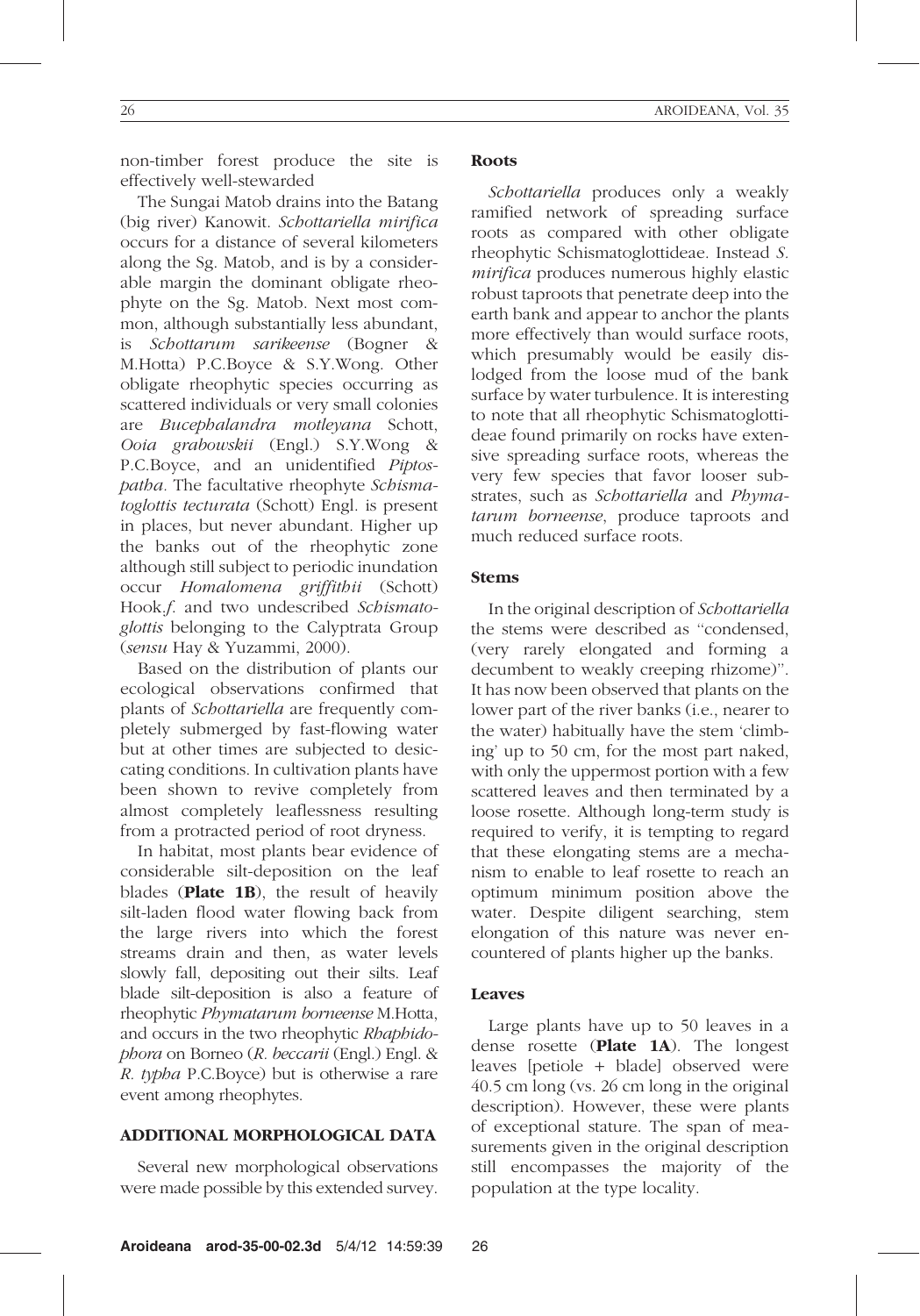non-timber forest produce the site is effectively well-stewarded

The Sungai Matob drains into the Batang (big river) Kanowit. *Schottariella mirifica* occurs for a distance of several kilometers along the Sg. Matob, and is by a considerable margin the dominant obligate rheophyte on the Sg. Matob. Next most common, although substantially less abundant, is *Schottarum sarikeense* (Bogner & M.Hotta) P.C.Boyce & S.Y.Wong. Other obligate rheophytic species occurring as scattered individuals or very small colonies are *Bucephalandra motleyana* Schott, *Ooia grabowskii* (Engl.) S.Y.Wong & P.C.Boyce, and an unidentified *Piptospatha*. The facultative rheophyte *Schismatoglottis tecturata* (Schott) Engl. is present in places, but never abundant. Higher up the banks out of the rheophytic zone although still subject to periodic inundation occur *Homalomena griffithii* (Schott) Hook.*f*. and two undescribed *Schismatoglottis* belonging to the Calyptrata Group (*sensu* Hay & Yuzammi, 2000).

Based on the distribution of plants our ecological observations confirmed that plants of *Schottariella* are frequently completely submerged by fast-flowing water but at other times are subjected to desiccating conditions. In cultivation plants have been shown to revive completely from almost completely leaflessness resulting from a protracted period of root dryness.

In habitat, most plants bear evidence of considerable silt-deposition on the leaf blades (**Plate 1B**), the result of heavily silt-laden flood water flowing back from the large rivers into which the forest streams drain and then, as water levels slowly fall, depositing out their silts. Leaf blade silt-deposition is also a feature of rheophytic *Phymatarum borneense* M.Hotta, and occurs in the two rheophytic *Rhaphidophora* on Borneo (*R. beccarii* (Engl.) Engl. & *R. typha* P.C.Boyce) but is otherwise a rare event among rheophytes.

## ADDITIONAL MORPHOLOGICAL DATA

Several new morphological observations were made possible by this extended survey.

### Roots

*Schottariella* produces only a weakly ramified network of spreading surface roots as compared with other obligate rheophytic Schismatoglottideae. Instead *S. mirifica* produces numerous highly elastic robust taproots that penetrate deep into the earth bank and appear to anchor the plants more effectively than would surface roots, which presumably would be easily dislodged from the loose mud of the bank surface by water turbulence. It is interesting to note that all rheophytic Schismatoglottideae found primarily on rocks have extensive spreading surface roots, whereas the very few species that favor looser substrates, such as *Schottariella* and *Phymatarum borneense*, produce taproots and much reduced surface roots.

### Stems

In the original description of *Schottariella* the stems were described as "condensed, (very rarely elongated and forming a decumbent to weakly creeping rhizome)". It has now been observed that plants on the lower part of the river banks (i.e., nearer to the water) habitually have the stem 'climbing' up to 50 cm, for the most part naked, with only the uppermost portion with a few scattered leaves and then terminated by a loose rosette. Although long-term study is required to verify, it is tempting to regard that these elongating stems are a mechanism to enable to leaf rosette to reach an optimum minimum position above the water. Despite diligent searching, stem elongation of this nature was never encountered of plants higher up the banks.

### Leaves

Large plants have up to 50 leaves in a dense rosette (**Plate 1A**). The longest leaves [petiole + blade] observed were 40.5 cm long (vs. 26 cm long in the original description). However, these were plants of exceptional stature. The span of measurements given in the original description still encompasses the majority of the population at the type locality.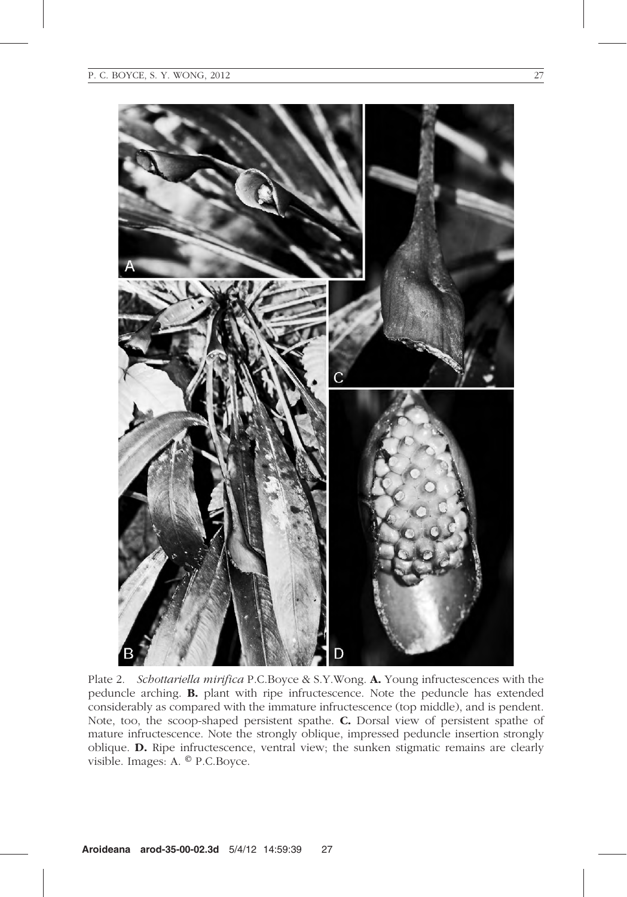Plate 2. *Schottariella mirifica* P.C.Boyce & S.Y.Wong. **A.** Young infructescences with the peduncle arching. **B.** plant with ripe infructescence. Note the peduncle has extended considerably as compared with the immature infructescence (top middle), and is pendent. Note, too, the scoop-shaped persistent spathe. **C.** Dorsal view of persistent spathe of mature infructescence. Note the strongly oblique, impressed peduncle insertion strongly oblique. **D.** Ripe infructescence, ventral view; the sunken stigmatic remains are clearly visible. Images: A. © P.C.Boyce.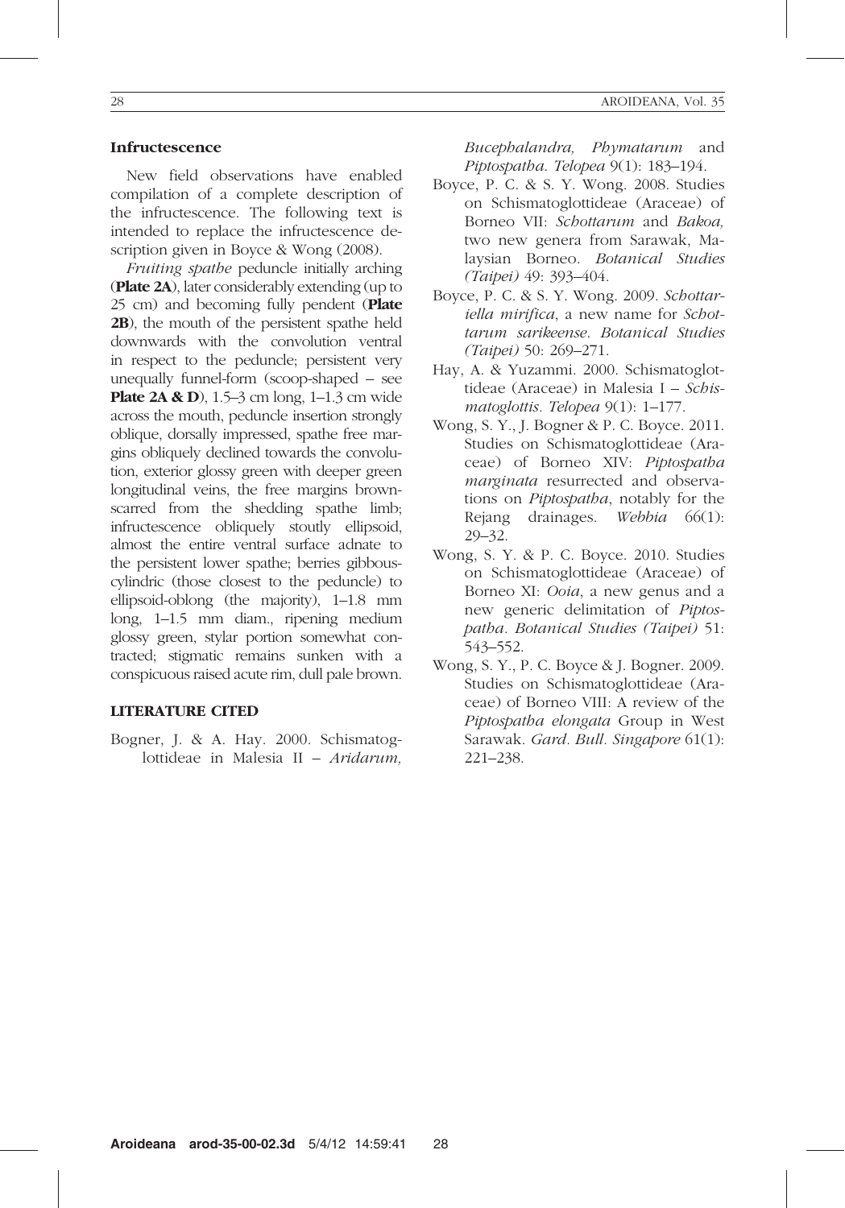#### Infructescence

New field observations have enabled compilation of a complete description of the infructescence. The following text is intended to replace the infructescence description given in Boyce & Wong (2008).

*Fruiting spathe* peduncle initially arching (**Plate 2A**), later considerably extending (up to 25 cm) and becoming fully pendent (**Plate 2B**), the mouth of the persistent spathe held downwards with the convolution ventral in respect to the peduncle; persistent very unequally funnel-form (scoop-shaped – see **Plate 2A & D**), 1.5–3 cm long, 1–1.3 cm wide across the mouth, peduncle insertion strongly oblique, dorsally impressed, spathe free margins obliquely declined towards the convolution, exterior glossy green with deeper green longitudinal veins, the free margins brown-scarred from the shedding spathe limb; infructescence obliquely stoutly ellipsoid, almost the entire ventral surface adnate to the persistent lower spathe; berries gibbous-cylindric (those closest to the peduncle) to ellipsoid-oblong (the majority), 1–1.8 mm long, 1–1.5 mm diam., ripening medium glossy green, stylar portion somewhat contracted; stigmatic remains sunken with a conspicuous raised acute rim, dull pale brown.

#### LITERATURE CITED

Bogner, J. & A. Hay. 2000. Schismatoglottideae in Malesia II – *Aridarum, Bucephalandra, Phymatarum* and *Piptospatha*. *Telopea* 9(1): 183–194.

Boyce, P. C. & S. Y. Wong. 2008. Studies on Schismatoglottideae (Araceae) of Borneo VII: *Schottarum* and *Bakoa,* two new genera from Sarawak, Malaysian Borneo. *Botanical Studies (Taipei)* 49: 393–404.

Boyce, P. C. & S. Y. Wong. 2009. *Schottariella mirifica*, a new name for *Schottarum sarikeense*. *Botanical Studies (Taipei)* 50: 269–271.

Hay, A. & Yuzammi. 2000. Schismatoglottideae (Araceae) in Malesia I – *Schismatoglottis*. *Telopea* 9(1): 1–177.

Wong, S. Y., J. Bogner & P. C. Boyce. 2011. Studies on Schismatoglottideae (Araceae) of Borneo XIV: *Piptospatha marginata* resurrected and observations on *Piptospatha*, notably for the Rejang drainages. *Webbia* 66(1): 29–32.

Wong, S. Y. & P. C. Boyce. 2010. Studies on Schismatoglottideae (Araceae) of Borneo XI: *Ooia*, a new genus and a new generic delimitation of *Piptospatha*. *Botanical Studies (Taipei)* 51: 543–552.

Wong, S. Y., P. C. Boyce & J. Bogner. 2009. Studies on Schismatoglottideae (Araceae) of Borneo VIII: A review of the *Piptospatha elongata* Group in West Sarawak. *Gard. Bull. Singapore* 61(1): 221–238.